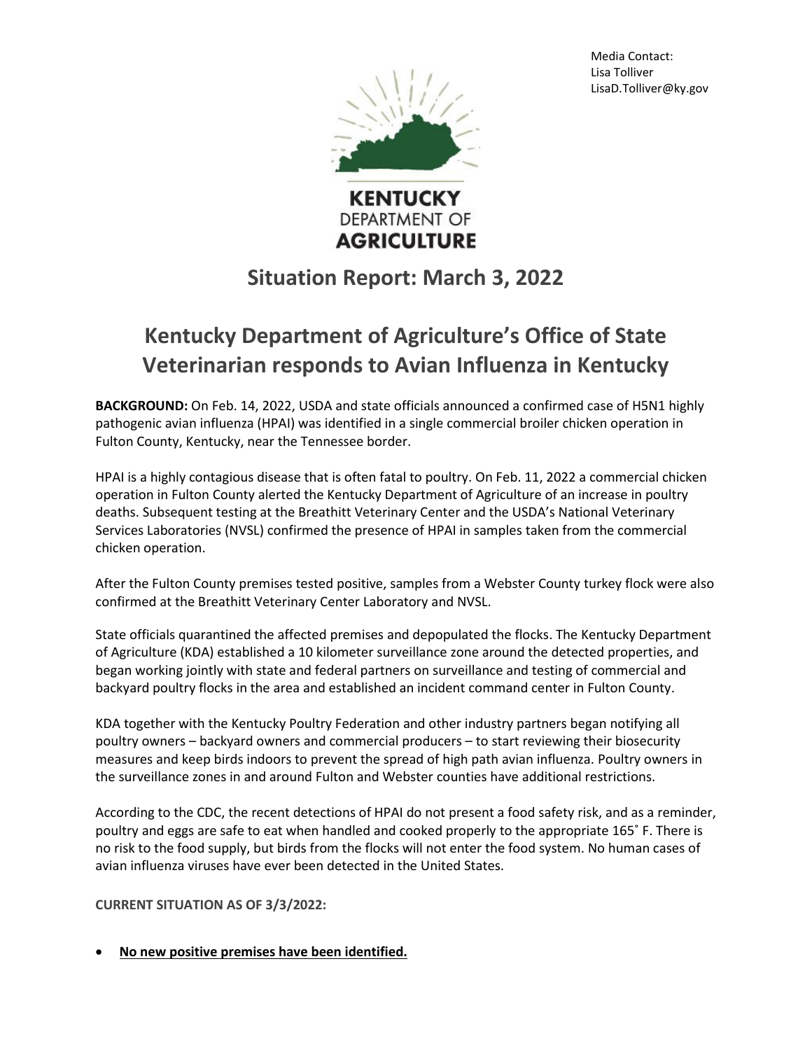Media Contact:
Lisa Tolliver
LisaD.Tolliver@ky.gov

KENTUCKY DEPARTMENT OF AGRICULTURE

# Situation Report: March 3, 2022

# Kentucky Department of Agriculture's Office of State Veterinarian responds to Avian Influenza in Kentucky

**BACKGROUND:** On Feb. 14, 2022, USDA and state officials announced a confirmed case of H5N1 highly pathogenic avian influenza (HPAI) was identified in a single commercial broiler chicken operation in Fulton County, Kentucky, near the Tennessee border.

HPAI is a highly contagious disease that is often fatal to poultry. On Feb. 11, 2022 a commercial chicken operation in Fulton County alerted the Kentucky Department of Agriculture of an increase in poultry deaths. Subsequent testing at the Breathitt Veterinary Center and the USDA's National Veterinary Services Laboratories (NVSL) confirmed the presence of HPAI in samples taken from the commercial chicken operation.

After the Fulton County premises tested positive, samples from a Webster County turkey flock were also confirmed at the Breathitt Veterinary Center Laboratory and NVSL.

State officials quarantined the affected premises and depopulated the flocks. The Kentucky Department of Agriculture (KDA) established a 10 kilometer surveillance zone around the detected properties, and began working jointly with state and federal partners on surveillance and testing of commercial and backyard poultry flocks in the area and established an incident command center in Fulton County.

KDA together with the Kentucky Poultry Federation and other industry partners began notifying all poultry owners – backyard owners and commercial producers – to start reviewing their biosecurity measures and keep birds indoors to prevent the spread of high path avian influenza. Poultry owners in the surveillance zones in and around Fulton and Webster counties have additional restrictions.

According to the CDC, the recent detections of HPAI do not present a food safety risk, and as a reminder, poultry and eggs are safe to eat when handled and cooked properly to the appropriate 165˚ F. There is no risk to the food supply, but birds from the flocks will not enter the food system. No human cases of avian influenza viruses have ever been detected in the United States.

**CURRENT SITUATION AS OF 3/3/2022:**

- **No new positive premises have been identified.**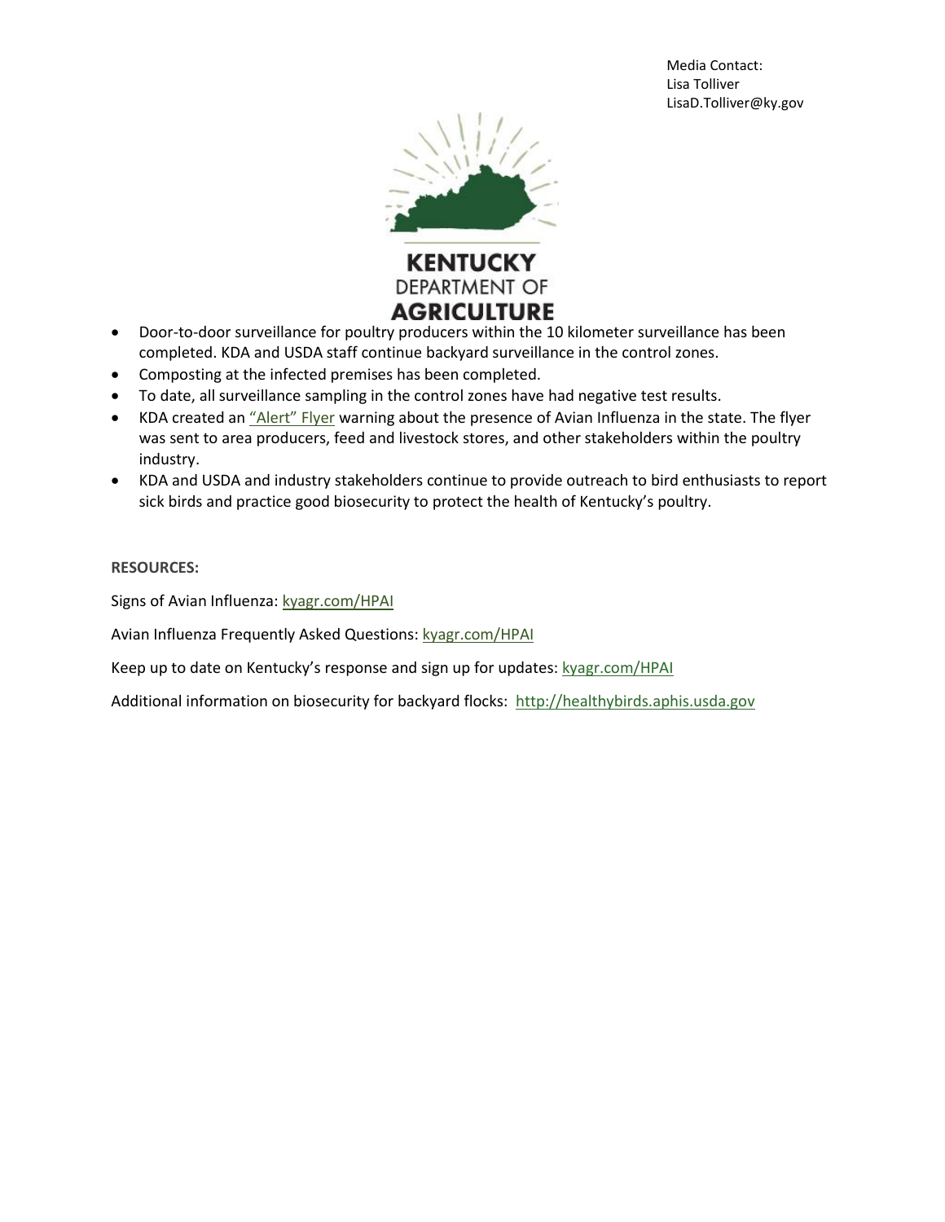Media Contact:
Lisa Tolliver
LisaD.Tolliver@ky.gov

KENTUCKY DEPARTMENT OF AGRICULTURE

- Door-to-door surveillance for poultry producers within the 10 kilometer surveillance has been completed. KDA and USDA staff continue backyard surveillance in the control zones.
- Composting at the infected premises has been completed.
- To date, all surveillance sampling in the control zones have had negative test results.
- KDA created an "Alert" Flyer warning about the presence of Avian Influenza in the state. The flyer was sent to area producers, feed and livestock stores, and other stakeholders within the poultry industry.
- KDA and USDA and industry stakeholders continue to provide outreach to bird enthusiasts to report sick birds and practice good biosecurity to protect the health of Kentucky's poultry.

**RESOURCES:**

Signs of Avian Influenza: kyagr.com/HPAI

Avian Influenza Frequently Asked Questions: kyagr.com/HPAI

Keep up to date on Kentucky's response and sign up for updates: kyagr.com/HPAI

Additional information on biosecurity for backyard flocks: http://healthybirds.aphis.usda.gov